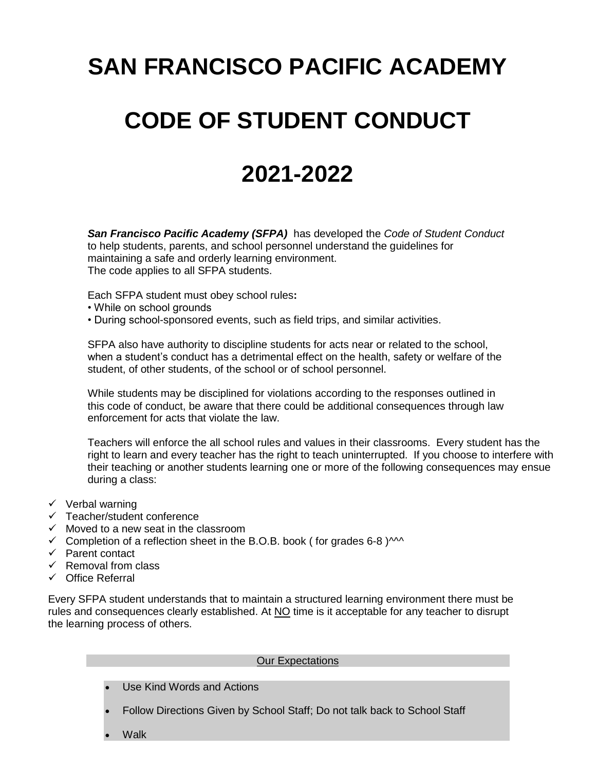# SAN FRANCISCO PACIFIC ACADEMY

# CODE OF STUDENT CONDUCT

# 2021-2022

***San Francisco Pacific Academy (SFPA)*** has developed the *Code of Student Conduct* to help students, parents, and school personnel understand the guidelines for maintaining a safe and orderly learning environment.
The code applies to all SFPA students.

Each SFPA student must obey school rules**:**

- While on school grounds
- During school-sponsored events, such as field trips, and similar activities.

SFPA also have authority to discipline students for acts near or related to the school, when a student's conduct has a detrimental effect on the health, safety or welfare of the student, of other students, of the school or of school personnel.

While students may be disciplined for violations according to the responses outlined in this code of conduct, be aware that there could be additional consequences through law enforcement for acts that violate the law.

Teachers will enforce the all school rules and values in their classrooms. Every student has the right to learn and every teacher has the right to teach uninterrupted. If you choose to interfere with their teaching or another students learning one or more of the following consequences may ensue during a class:

- ✓ Verbal warning
- ✓ Teacher/student conference
- ✓ Moved to a new seat in the classroom
- ✓ Completion of a reflection sheet in the B.O.B. book ( for grades 6-8 )^^^
- ✓ Parent contact
- ✓ Removal from class
- ✓ Office Referral

Every SFPA student understands that to maintain a structured learning environment there must be rules and consequences clearly established. At <u>NO</u> time is it acceptable for any teacher to disrupt the learning process of others.

<u>Our Expectations</u>

- Use Kind Words and Actions
- Follow Directions Given by School Staff; Do not talk back to School Staff
- Walk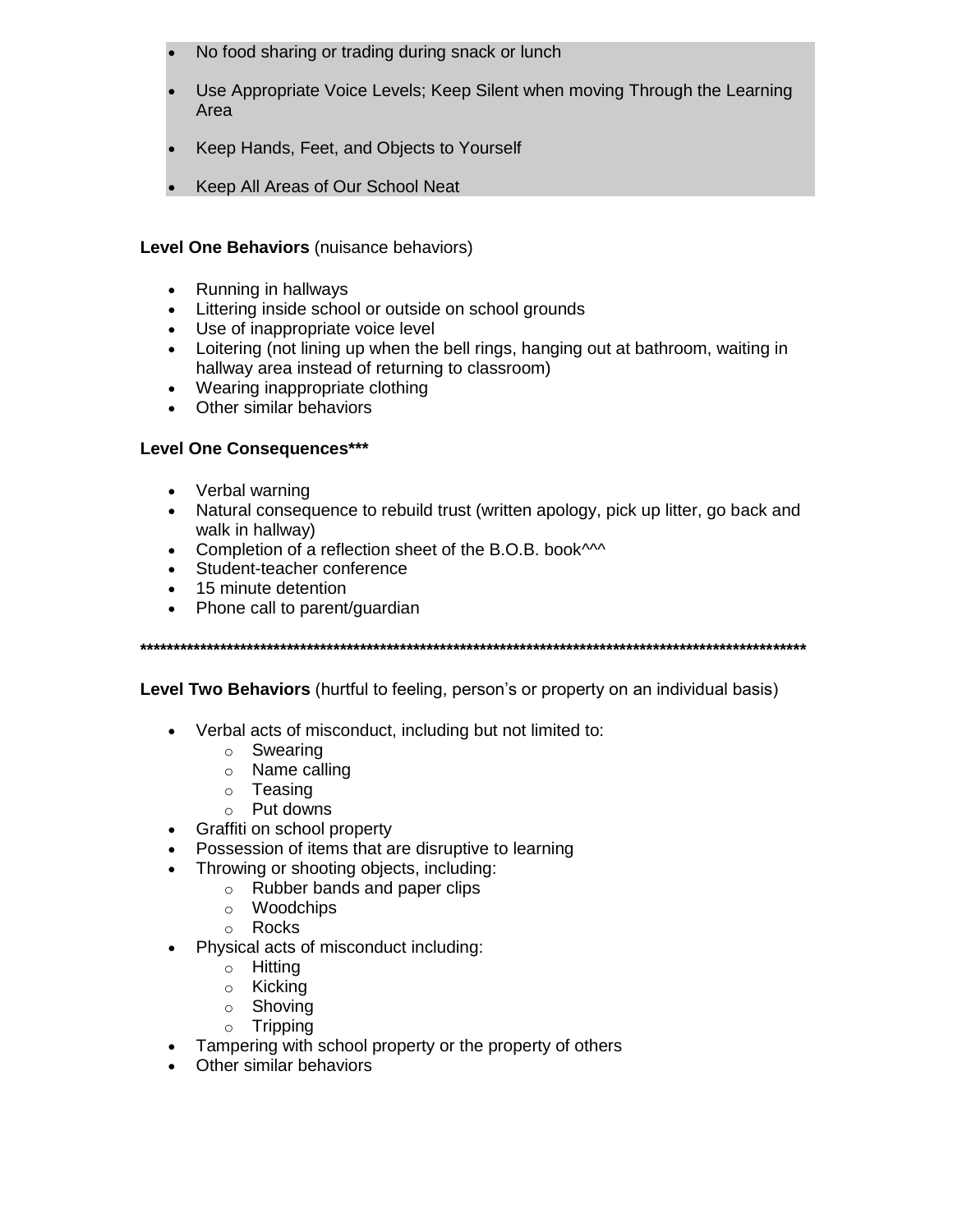- No food sharing or trading during snack or lunch
- Use Appropriate Voice Levels; Keep Silent when moving Through the Learning Area
- Keep Hands, Feet, and Objects to Yourself
- Keep All Areas of Our School Neat

**Level One Behaviors** (nuisance behaviors)

- Running in hallways
- Littering inside school or outside on school grounds
- Use of inappropriate voice level
- Loitering (not lining up when the bell rings, hanging out at bathroom, waiting in hallway area instead of returning to classroom)
- Wearing inappropriate clothing
- Other similar behaviors

**Level One Consequences*****

- Verbal warning
- Natural consequence to rebuild trust (written apology, pick up litter, go back and walk in hallway)
- Completion of a reflection sheet of the B.O.B. book^^^
- Student-teacher conference
- 15 minute detention
- Phone call to parent/guardian

**\*\*\*\*\*\*\*\*\*\*\*\*\*\*\*\*\*\*\*\*\*\*\*\*\*\*\*\*\*\*\*\*\*\*\*\*\*\*\*\*\*\*\*\*\*\*\*\*\*\*\*\*\*\*\*\*\*\*\*\*\*\*\*\*\*\*\*\*\*\*\*\*\*\*\*\*\*\*\*\*\*\*\*\*\*\*\*\*\*\*\*\*\*\*\*\*\*\*\*\*\***

**Level Two Behaviors** (hurtful to feeling, person's or property on an individual basis)

- Verbal acts of misconduct, including but not limited to:
  - Swearing
  - Name calling
  - Teasing
  - Put downs
- Graffiti on school property
- Possession of items that are disruptive to learning
- Throwing or shooting objects, including:
  - Rubber bands and paper clips
  - Woodchips
  - Rocks
- Physical acts of misconduct including:
  - Hitting
  - Kicking
  - Shoving
  - Tripping
- Tampering with school property or the property of others
- Other similar behaviors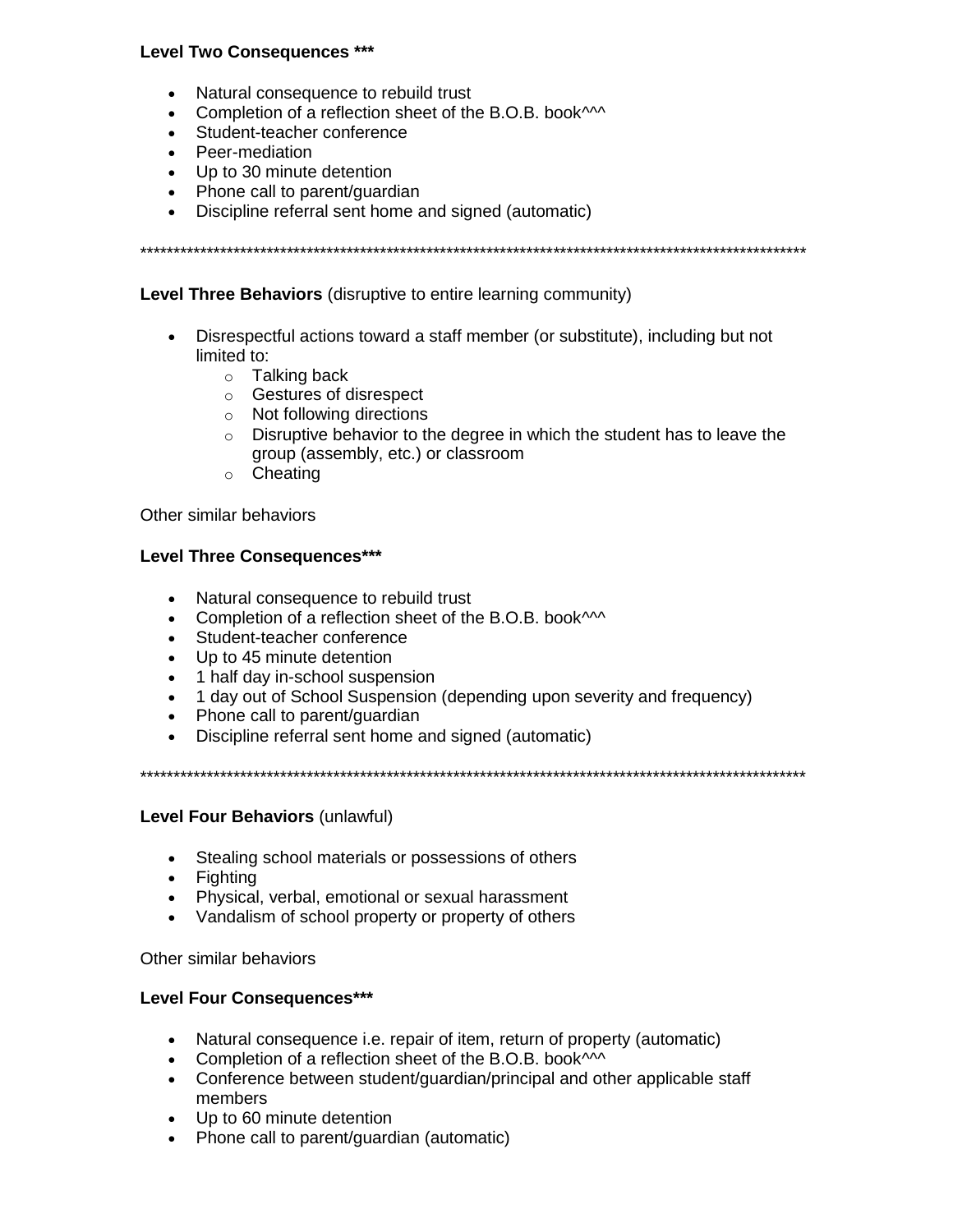**Level Two Consequences ***

- Natural consequence to rebuild trust
- Completion of a reflection sheet of the B.O.B. book^^^
- Student-teacher conference
- Peer-mediation
- Up to 30 minute detention
- Phone call to parent/guardian
- Discipline referral sent home and signed (automatic)

****************************************************************************************************

**Level Three Behaviors** (disruptive to entire learning community)

- Disrespectful actions toward a staff member (or substitute), including but not limited to:
  - Talking back
  - Gestures of disrespect
  - Not following directions
  - Disruptive behavior to the degree in which the student has to leave the group (assembly, etc.) or classroom
  - Cheating

Other similar behaviors

**Level Three Consequences*****

- Natural consequence to rebuild trust
- Completion of a reflection sheet of the B.O.B. book^^^
- Student-teacher conference
- Up to 45 minute detention
- 1 half day in-school suspension
- 1 day out of School Suspension (depending upon severity and frequency)
- Phone call to parent/guardian
- Discipline referral sent home and signed (automatic)

****************************************************************************************************

**Level Four Behaviors** (unlawful)

- Stealing school materials or possessions of others
- Fighting
- Physical, verbal, emotional or sexual harassment
- Vandalism of school property or property of others

Other similar behaviors

**Level Four Consequences*****

- Natural consequence i.e. repair of item, return of property (automatic)
- Completion of a reflection sheet of the B.O.B. book^^^
- Conference between student/guardian/principal and other applicable staff members
- Up to 60 minute detention
- Phone call to parent/guardian (automatic)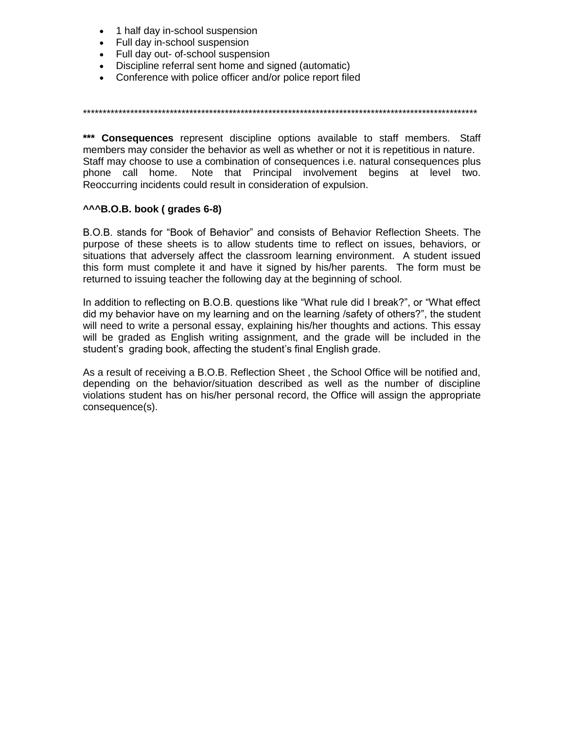- 1 half day in-school suspension
- Full day in-school suspension
- Full day out- of-school suspension
- Discipline referral sent home and signed (automatic)
- Conference with police officer and/or police report filed

****************************************************************************************************

**\*\*\* Consequences** represent discipline options available to staff members. Staff members may consider the behavior as well as whether or not it is repetitious in nature. Staff may choose to use a combination of consequences i.e. natural consequences plus phone call home. Note that Principal involvement begins at level two. Reoccurring incidents could result in consideration of expulsion.

**^^^B.O.B. book ( grades 6-8)**

B.O.B. stands for “Book of Behavior” and consists of Behavior Reflection Sheets. The purpose of these sheets is to allow students time to reflect on issues, behaviors, or situations that adversely affect the classroom learning environment. A student issued this form must complete it and have it signed by his/her parents. The form must be returned to issuing teacher the following day at the beginning of school.

In addition to reflecting on B.O.B. questions like “What rule did I break?”, or “What effect did my behavior have on my learning and on the learning /safety of others?”, the student will need to write a personal essay, explaining his/her thoughts and actions. This essay will be graded as English writing assignment, and the grade will be included in the student’s grading book, affecting the student’s final English grade.

As a result of receiving a B.O.B. Reflection Sheet , the School Office will be notified and, depending on the behavior/situation described as well as the number of discipline violations student has on his/her personal record, the Office will assign the appropriate consequence(s).